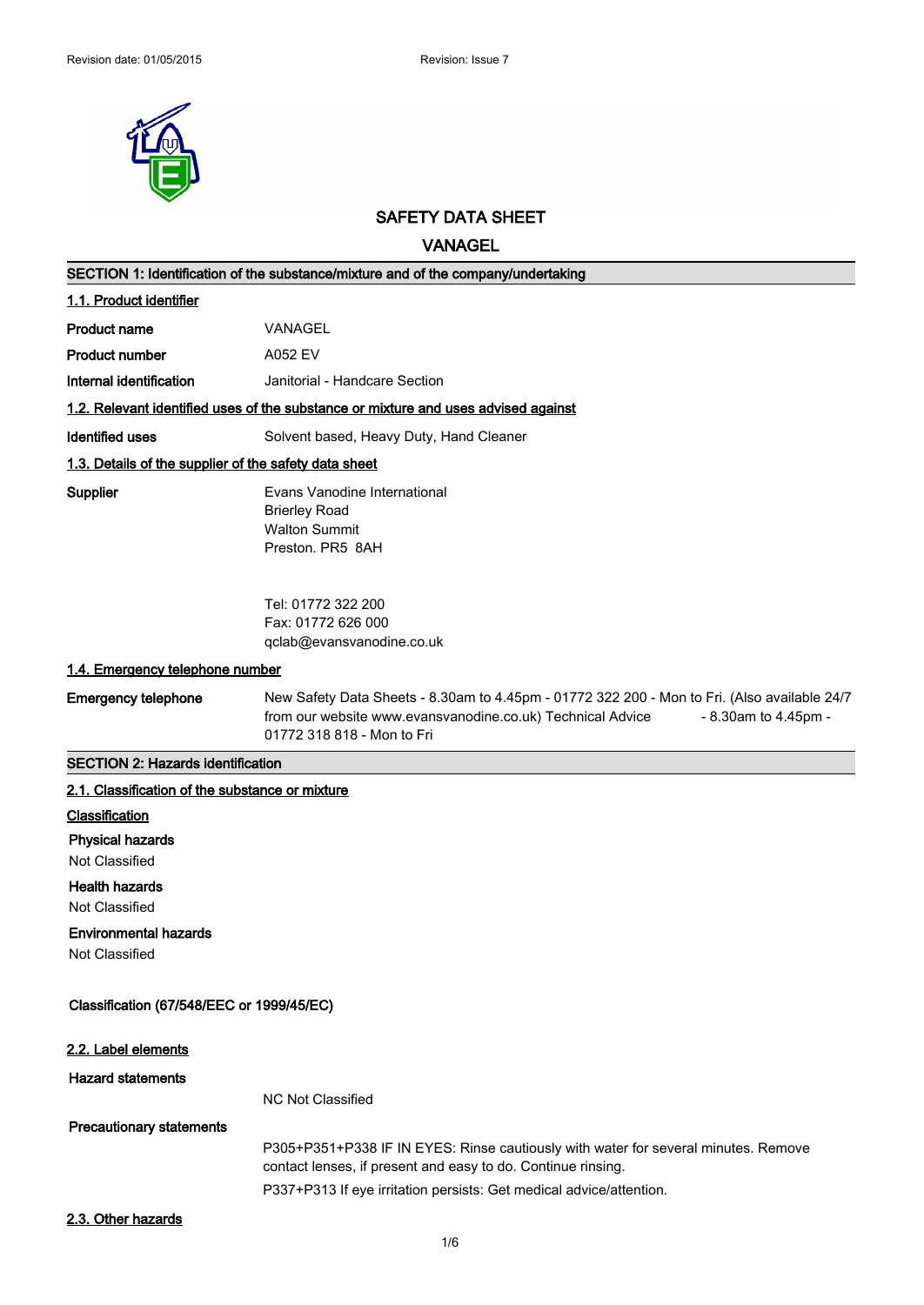Revision date: 01/05/2015 Revision: Issue 7

# SAFETY DATA SHEET

## VANAGEL

### SECTION 1: Identification of the substance/mixture and of the company/undertaking

**1.1. Product identifier**

| | |
|---|---|
| **Product name** | VANAGEL |
| **Product number** | A052 EV |
| **Internal identification** | Janitorial - Handcare Section |

**1.2. Relevant identified uses of the substance or mixture and uses advised against**

| | |
|---|---|
| **Identified uses** | Solvent based, Heavy Duty, Hand Cleaner |

**1.3. Details of the supplier of the safety data sheet**

**Supplier**

Evans Vanodine International
Brierley Road
Walton Summit
Preston. PR5 8AH

Tel: 01772 322 200
Fax: 01772 626 000
qclab@evansvanodine.co.uk

**1.4. Emergency telephone number**

**Emergency telephone**

New Safety Data Sheets - 8.30am to 4.45pm - 01772 322 200 - Mon to Fri. (Also available 24/7 from our website www.evansvanodine.co.uk) Technical Advice - 8.30am to 4.45pm - 01772 318 818 - Mon to Fri

### SECTION 2: Hazards identification

**2.1. Classification of the substance or mixture**

**Classification**

**Physical hazards**

Not Classified

**Health hazards**

Not Classified

**Environmental hazards**

Not Classified

**Classification (67/548/EEC or 1999/45/EC)**

**2.2. Label elements**

**Hazard statements**

NC Not Classified

**Precautionary statements**

P305+P351+P338 IF IN EYES: Rinse cautiously with water for several minutes. Remove contact lenses, if present and easy to do. Continue rinsing.

P337+P313 If eye irritation persists: Get medical advice/attention.

**2.3. Other hazards**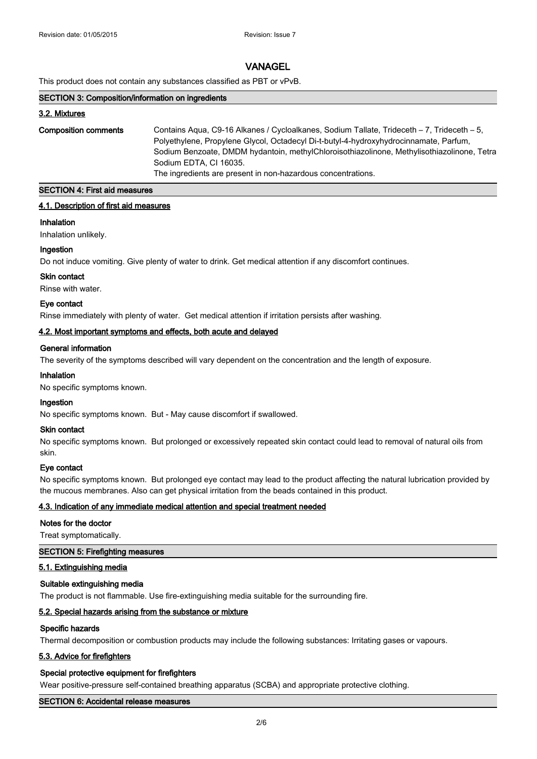# VANAGEL

This product does not contain any substances classified as PBT or vPvB.

## SECTION 3: Composition/information on ingredients

### 3.2. Mixtures

**Composition comments** Contains Aqua, C9-16 Alkanes / Cycloalkanes, Sodium Tallate, Trideceth – 7, Trideceth – 5, Polyethylene, Propylene Glycol, Octadecyl Di-t-butyl-4-hydroxyhydrocinnamate, Parfum, Sodium Benzoate, DMDM hydantoin, methylChloroisothiazolinone, Methylisothiazolinone, Tetra Sodium EDTA, CI 16035.
The ingredients are present in non-hazardous concentrations.

## SECTION 4: First aid measures

### 4.1. Description of first aid measures

**Inhalation**

Inhalation unlikely.

**Ingestion**

Do not induce vomiting. Give plenty of water to drink. Get medical attention if any discomfort continues.

**Skin contact**

Rinse with water.

**Eye contact**

Rinse immediately with plenty of water. Get medical attention if irritation persists after washing.

### 4.2. Most important symptoms and effects, both acute and delayed

**General information**

The severity of the symptoms described will vary dependent on the concentration and the length of exposure.

**Inhalation**

No specific symptoms known.

**Ingestion**

No specific symptoms known. But - May cause discomfort if swallowed.

**Skin contact**

No specific symptoms known. But prolonged or excessively repeated skin contact could lead to removal of natural oils from skin.

**Eye contact**

No specific symptoms known. But prolonged eye contact may lead to the product affecting the natural lubrication provided by the mucous membranes. Also can get physical irritation from the beads contained in this product.

### 4.3. Indication of any immediate medical attention and special treatment needed

**Notes for the doctor**

Treat symptomatically.

## SECTION 5: Firefighting measures

### 5.1. Extinguishing media

**Suitable extinguishing media**

The product is not flammable. Use fire-extinguishing media suitable for the surrounding fire.

### 5.2. Special hazards arising from the substance or mixture

**Specific hazards**

Thermal decomposition or combustion products may include the following substances: Irritating gases or vapours.

### 5.3. Advice for firefighters

**Special protective equipment for firefighters**

Wear positive-pressure self-contained breathing apparatus (SCBA) and appropriate protective clothing.

## SECTION 6: Accidental release measures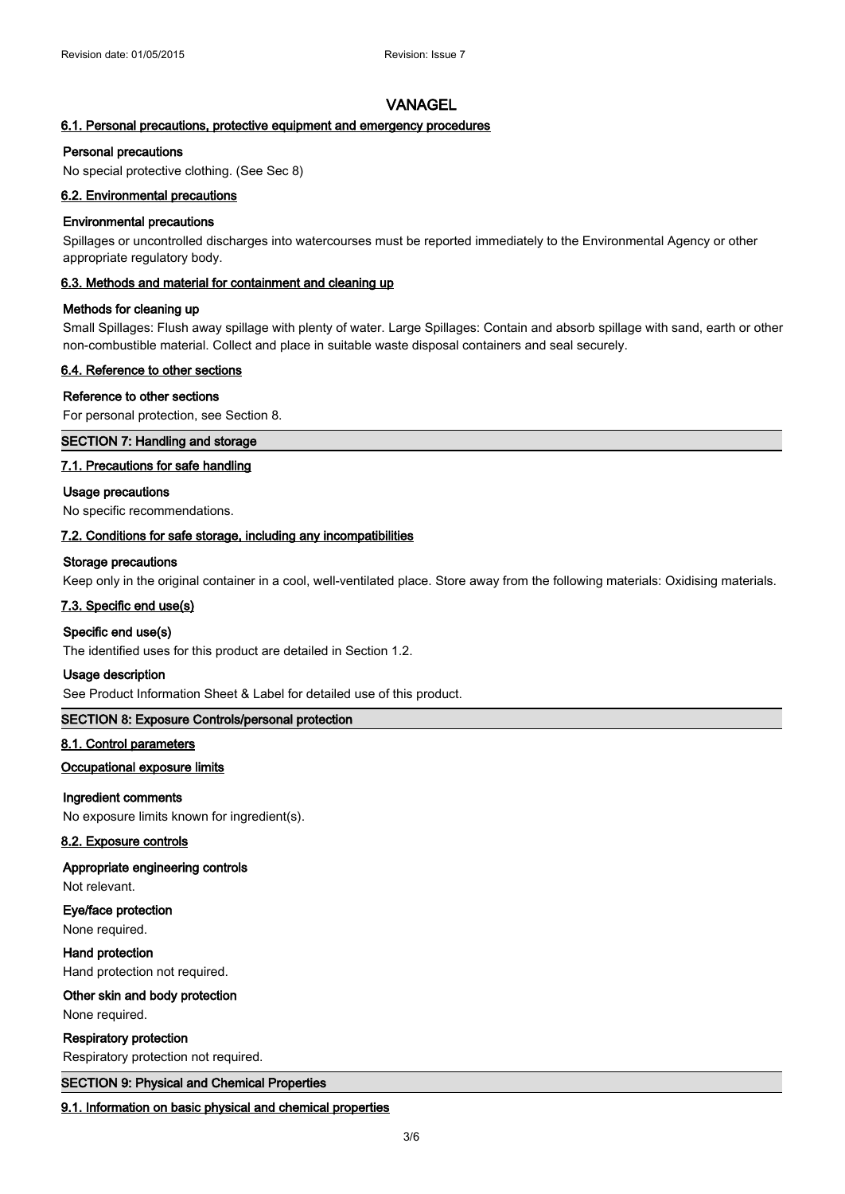# VANAGEL

### 6.1. Personal precautions, protective equipment and emergency procedures

**Personal precautions**

No special protective clothing. (See Sec 8)

### 6.2. Environmental precautions

**Environmental precautions**

Spillages or uncontrolled discharges into watercourses must be reported immediately to the Environmental Agency or other appropriate regulatory body.

### 6.3. Methods and material for containment and cleaning up

**Methods for cleaning up**

Small Spillages: Flush away spillage with plenty of water. Large Spillages: Contain and absorb spillage with sand, earth or other non-combustible material. Collect and place in suitable waste disposal containers and seal securely.

### 6.4. Reference to other sections

**Reference to other sections**

For personal protection, see Section 8.

## SECTION 7: Handling and storage

### 7.1. Precautions for safe handling

**Usage precautions**

No specific recommendations.

### 7.2. Conditions for safe storage, including any incompatibilities

**Storage precautions**

Keep only in the original container in a cool, well-ventilated place. Store away from the following materials: Oxidising materials.

### 7.3. Specific end use(s)

**Specific end use(s)**

The identified uses for this product are detailed in Section 1.2.

**Usage description**

See Product Information Sheet & Label for detailed use of this product.

## SECTION 8: Exposure Controls/personal protection

### 8.1. Control parameters

**Occupational exposure limits**

**Ingredient comments**

No exposure limits known for ingredient(s).

### 8.2. Exposure controls

**Appropriate engineering controls**

Not relevant.

**Eye/face protection**

None required.

**Hand protection**

Hand protection not required.

**Other skin and body protection**

None required.

**Respiratory protection**

Respiratory protection not required.

## SECTION 9: Physical and Chemical Properties

### 9.1. Information on basic physical and chemical properties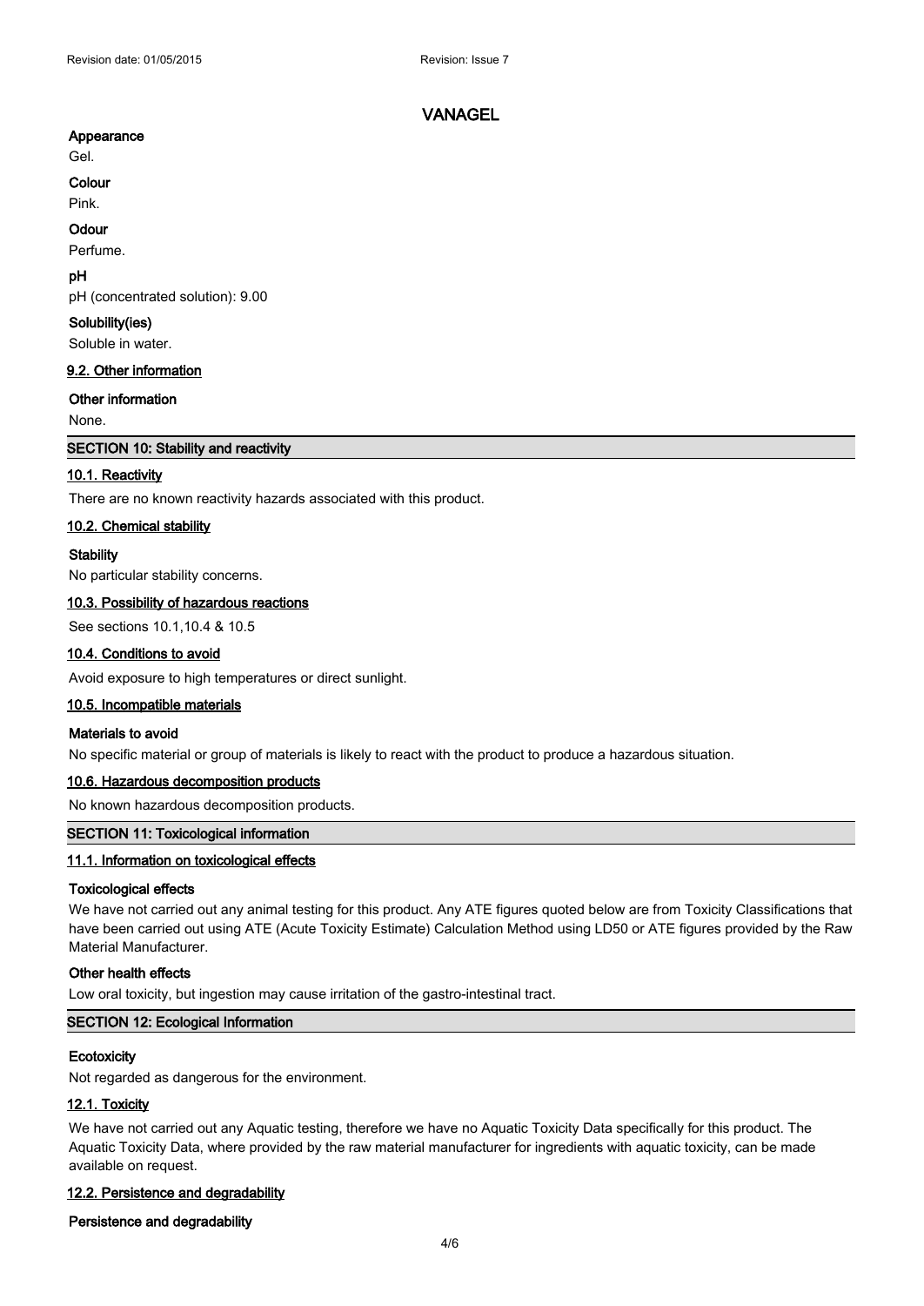### Appearance

Gel.

### Colour

Pink.

### Odour

Perfume.

### pH

pH (concentrated solution): 9.00

### Solubility(ies)

Soluble in water.

### 9.2. Other information

### Other information

None.

## SECTION 10: Stability and reactivity

### 10.1. Reactivity

There are no known reactivity hazards associated with this product.

### 10.2. Chemical stability

### Stability

No particular stability concerns.

### 10.3. Possibility of hazardous reactions

See sections 10.1,10.4 & 10.5

### 10.4. Conditions to avoid

Avoid exposure to high temperatures or direct sunlight.

### 10.5. Incompatible materials

### Materials to avoid

No specific material or group of materials is likely to react with the product to produce a hazardous situation.

### 10.6. Hazardous decomposition products

No known hazardous decomposition products.

## SECTION 11: Toxicological information

### 11.1. Information on toxicological effects

### Toxicological effects

We have not carried out any animal testing for this product. Any ATE figures quoted below are from Toxicity Classifications that have been carried out using ATE (Acute Toxicity Estimate) Calculation Method using LD50 or ATE figures provided by the Raw Material Manufacturer.

### Other health effects

Low oral toxicity, but ingestion may cause irritation of the gastro-intestinal tract.

## SECTION 12: Ecological Information

### Ecotoxicity

Not regarded as dangerous for the environment.

### 12.1. Toxicity

We have not carried out any Aquatic testing, therefore we have no Aquatic Toxicity Data specifically for this product. The Aquatic Toxicity Data, where provided by the raw material manufacturer for ingredients with aquatic toxicity, can be made available on request.

### 12.2. Persistence and degradability

### Persistence and degradability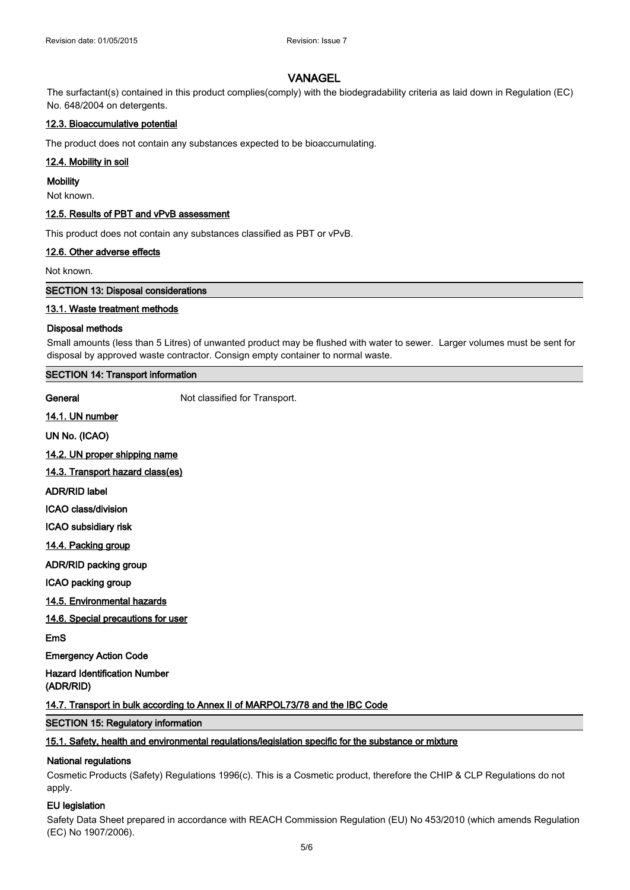The surfactant(s) contained in this product complies(comply) with the biodegradability criteria as laid down in Regulation (EC) No. 648/2004 on detergents.

### 12.3. Bioaccumulative potential

The product does not contain any substances expected to be bioaccumulating.

### 12.4. Mobility in soil

**Mobility**

Not known.

### 12.5. Results of PBT and vPvB assessment

This product does not contain any substances classified as PBT or vPvB.

### 12.6. Other adverse effects

Not known.

## SECTION 13: Disposal considerations

### 13.1. Waste treatment methods

**Disposal methods**

Small amounts (less than 5 Litres) of unwanted product may be flushed with water to sewer. Larger volumes must be sent for disposal by approved waste contractor. Consign empty container to normal waste.

## SECTION 14: Transport information

**General** Not classified for Transport.

### 14.1. UN number

**UN No. (ICAO)**

### 14.2. UN proper shipping name

### 14.3. Transport hazard class(es)

**ADR/RID label**

**ICAO class/division**

**ICAO subsidiary risk**

### 14.4. Packing group

**ADR/RID packing group**

**ICAO packing group**

### 14.5. Environmental hazards

### 14.6. Special precautions for user

**EmS**

**Emergency Action Code**

**Hazard Identification Number (ADR/RID)**

### 14.7. Transport in bulk according to Annex II of MARPOL73/78 and the IBC Code

## SECTION 15: Regulatory information

### 15.1. Safety, health and environmental regulations/legislation specific for the substance or mixture

**National regulations**

Cosmetic Products (Safety) Regulations 1996(c). This is a Cosmetic product, therefore the CHIP & CLP Regulations do not apply.

**EU legislation**

Safety Data Sheet prepared in accordance with REACH Commission Regulation (EU) No 453/2010 (which amends Regulation (EC) No 1907/2006).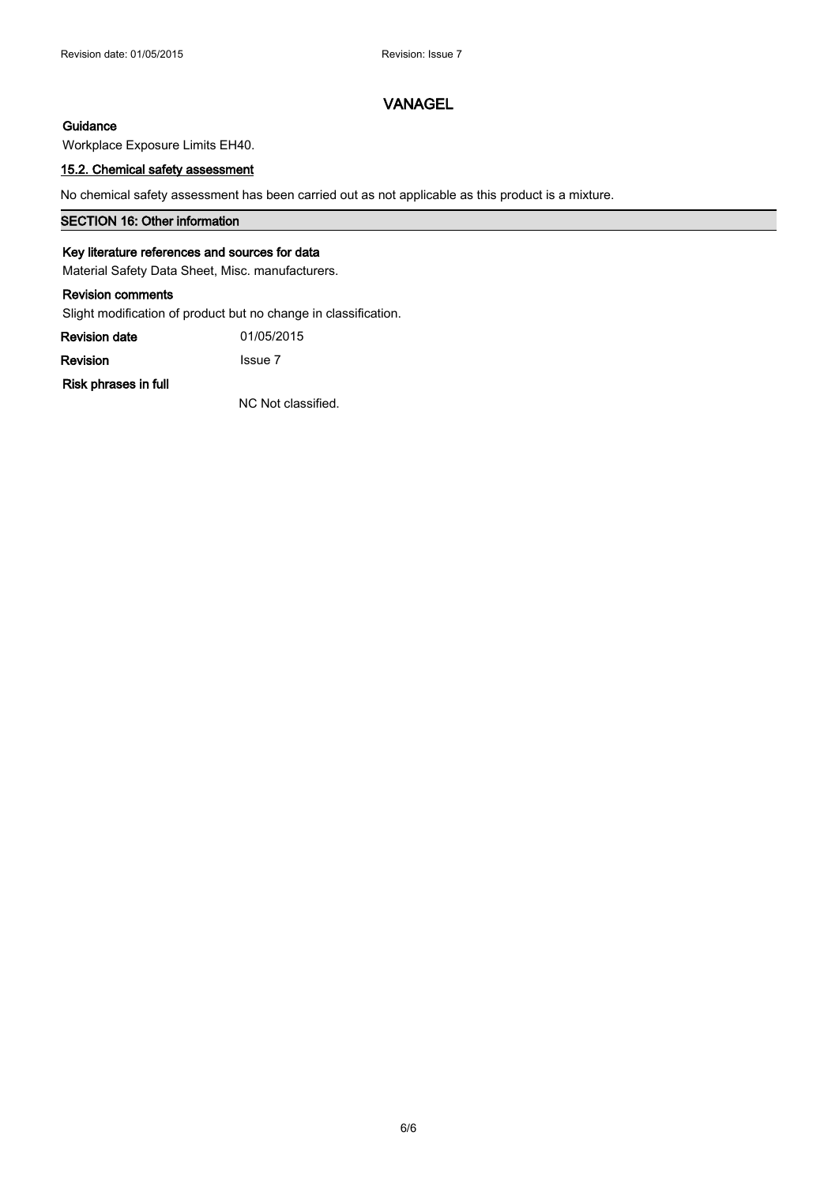**Guidance**

Workplace Exposure Limits EH40.

### 15.2. Chemical safety assessment

No chemical safety assessment has been carried out as not applicable as this product is a mixture.

## SECTION 16: Other information

**Key literature references and sources for data**

Material Safety Data Sheet, Misc. manufacturers.

**Revision comments**

Slight modification of product but no change in classification.

| | |
|---|---|
| **Revision date** | 01/05/2015 |
| **Revision** | Issue 7 |
| **Risk phrases in full** | |
| | NC Not classified. |